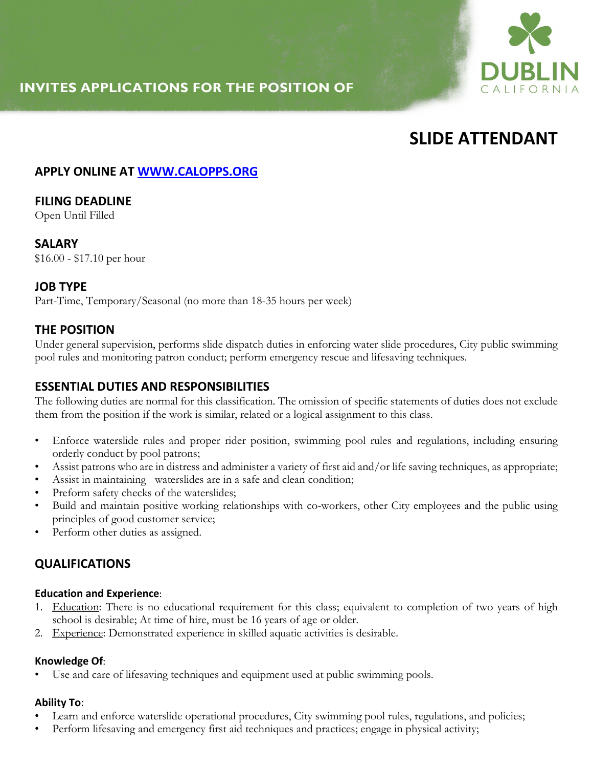**INVITES APPLICATIONS FOR THE POSITION OF**

DUBLIN CALIFORNIA

# SLIDE ATTENDANT

## APPLY ONLINE AT [WWW.CALOPPS.ORG](http://WWW.CALOPPS.ORG)

## FILING DEADLINE

Open Until Filled

## SALARY

$16.00 - $17.10 per hour

## JOB TYPE

Part-Time, Temporary/Seasonal (no more than 18-35 hours per week)

## THE POSITION

Under general supervision, performs slide dispatch duties in enforcing water slide procedures, City public swimming pool rules and monitoring patron conduct; perform emergency rescue and lifesaving techniques.

## ESSENTIAL DUTIES AND RESPONSIBILITIES

The following duties are normal for this classification. The omission of specific statements of duties does not exclude them from the position if the work is similar, related or a logical assignment to this class.

- Enforce waterslide rules and proper rider position, swimming pool rules and regulations, including ensuring orderly conduct by pool patrons;
- Assist patrons who are in distress and administer a variety of first aid and/or life saving techniques, as appropriate;
- Assist in maintaining waterslides are in a safe and clean condition;
- Preform safety checks of the waterslides;
- Build and maintain positive working relationships with co-workers, other City employees and the public using principles of good customer service;
- Perform other duties as assigned.

## QUALIFICATIONS

### Education and Experience:

1. Education: There is no educational requirement for this class; equivalent to completion of two years of high school is desirable; At time of hire, must be 16 years of age or older.
2. Experience: Demonstrated experience in skilled aquatic activities is desirable.

### Knowledge Of:

- Use and care of lifesaving techniques and equipment used at public swimming pools.

### Ability To:

- Learn and enforce waterslide operational procedures, City swimming pool rules, regulations, and policies;
- Perform lifesaving and emergency first aid techniques and practices; engage in physical activity;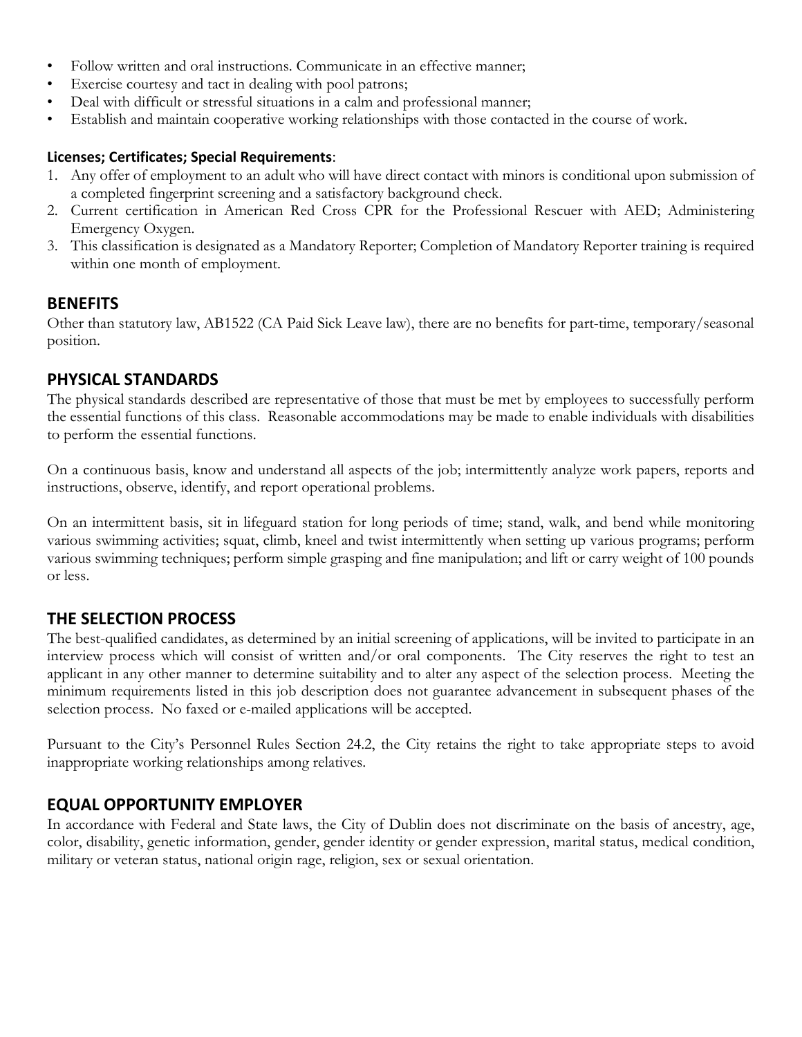- Follow written and oral instructions. Communicate in an effective manner;
- Exercise courtesy and tact in dealing with pool patrons;
- Deal with difficult or stressful situations in a calm and professional manner;
- Establish and maintain cooperative working relationships with those contacted in the course of work.

**Licenses; Certificates; Special Requirements**:

1. Any offer of employment to an adult who will have direct contact with minors is conditional upon submission of a completed fingerprint screening and a satisfactory background check.
2. Current certification in American Red Cross CPR for the Professional Rescuer with AED; Administering Emergency Oxygen.
3. This classification is designated as a Mandatory Reporter; Completion of Mandatory Reporter training is required within one month of employment.

## BENEFITS

Other than statutory law, AB1522 (CA Paid Sick Leave law), there are no benefits for part-time, temporary/seasonal position.

## PHYSICAL STANDARDS

The physical standards described are representative of those that must be met by employees to successfully perform the essential functions of this class. Reasonable accommodations may be made to enable individuals with disabilities to perform the essential functions.

On a continuous basis, know and understand all aspects of the job; intermittently analyze work papers, reports and instructions, observe, identify, and report operational problems.

On an intermittent basis, sit in lifeguard station for long periods of time; stand, walk, and bend while monitoring various swimming activities; squat, climb, kneel and twist intermittently when setting up various programs; perform various swimming techniques; perform simple grasping and fine manipulation; and lift or carry weight of 100 pounds or less.

## THE SELECTION PROCESS

The best-qualified candidates, as determined by an initial screening of applications, will be invited to participate in an interview process which will consist of written and/or oral components. The City reserves the right to test an applicant in any other manner to determine suitability and to alter any aspect of the selection process. Meeting the minimum requirements listed in this job description does not guarantee advancement in subsequent phases of the selection process. No faxed or e-mailed applications will be accepted.

Pursuant to the City's Personnel Rules Section 24.2, the City retains the right to take appropriate steps to avoid inappropriate working relationships among relatives.

## EQUAL OPPORTUNITY EMPLOYER

In accordance with Federal and State laws, the City of Dublin does not discriminate on the basis of ancestry, age, color, disability, genetic information, gender, gender identity or gender expression, marital status, medical condition, military or veteran status, national origin rage, religion, sex or sexual orientation.